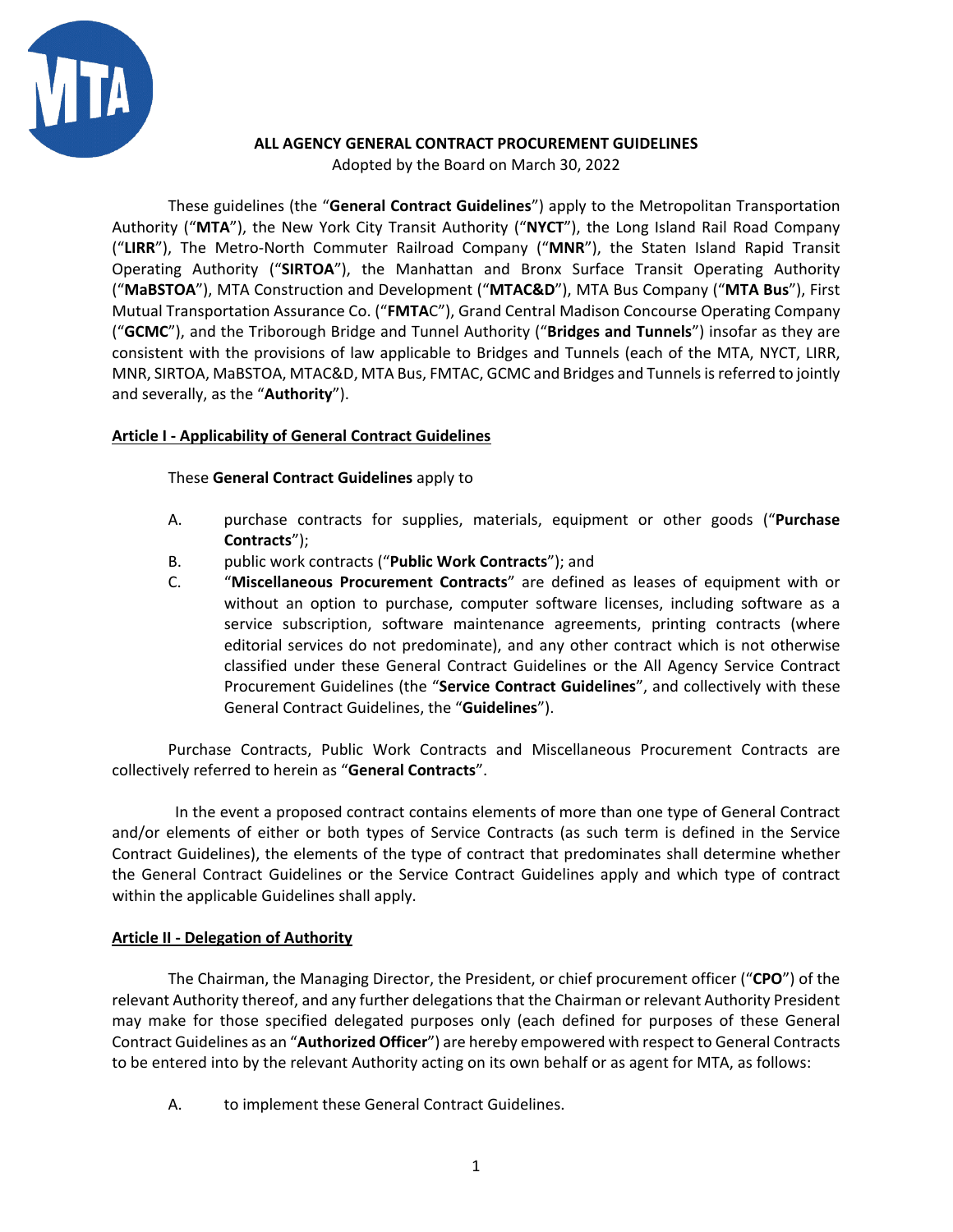# ALL AGENCY GENERAL CONTRACT PROCUREMENT GUIDELINES

Adopted by the Board on March 30, 2022

These guidelines (the "**General Contract Guidelines**") apply to the Metropolitan Transportation Authority ("**MTA**"), the New York City Transit Authority ("**NYCT**"), the Long Island Rail Road Company ("**LIRR**"), The Metro-North Commuter Railroad Company ("**MNR**"), the Staten Island Rapid Transit Operating Authority ("**SIRTOA**"), the Manhattan and Bronx Surface Transit Operating Authority ("**MaBSTOA**"), MTA Construction and Development ("**MTAC&D**"), MTA Bus Company ("**MTA Bus**"), First Mutual Transportation Assurance Co. ("**FMTA**C"), Grand Central Madison Concourse Operating Company ("**GCMC**"), and the Triborough Bridge and Tunnel Authority ("**Bridges and Tunnels**") insofar as they are consistent with the provisions of law applicable to Bridges and Tunnels (each of the MTA, NYCT, LIRR, MNR, SIRTOA, MaBSTOA, MTAC&D, MTA Bus, FMTAC, GCMC and Bridges and Tunnels is referred to jointly and severally, as the "**Authority**").

## Article I - Applicability of General Contract Guidelines

These **General Contract Guidelines** apply to

A. purchase contracts for supplies, materials, equipment or other goods ("**Purchase Contracts**");

B. public work contracts ("**Public Work Contracts**"); and

C. "**Miscellaneous Procurement Contracts**" are defined as leases of equipment with or without an option to purchase, computer software licenses, including software as a service subscription, software maintenance agreements, printing contracts (where editorial services do not predominate), and any other contract which is not otherwise classified under these General Contract Guidelines or the All Agency Service Contract Procurement Guidelines (the "**Service Contract Guidelines**", and collectively with these General Contract Guidelines, the "**Guidelines**").

Purchase Contracts, Public Work Contracts and Miscellaneous Procurement Contracts are collectively referred to herein as "**General Contracts**".

In the event a proposed contract contains elements of more than one type of General Contract and/or elements of either or both types of Service Contracts (as such term is defined in the Service Contract Guidelines), the elements of the type of contract that predominates shall determine whether the General Contract Guidelines or the Service Contract Guidelines apply and which type of contract within the applicable Guidelines shall apply.

## Article II - Delegation of Authority

The Chairman, the Managing Director, the President, or chief procurement officer ("**CPO**") of the relevant Authority thereof, and any further delegations that the Chairman or relevant Authority President may make for those specified delegated purposes only (each defined for purposes of these General Contract Guidelines as an "**Authorized Officer**") are hereby empowered with respect to General Contracts to be entered into by the relevant Authority acting on its own behalf or as agent for MTA, as follows:

A. to implement these General Contract Guidelines.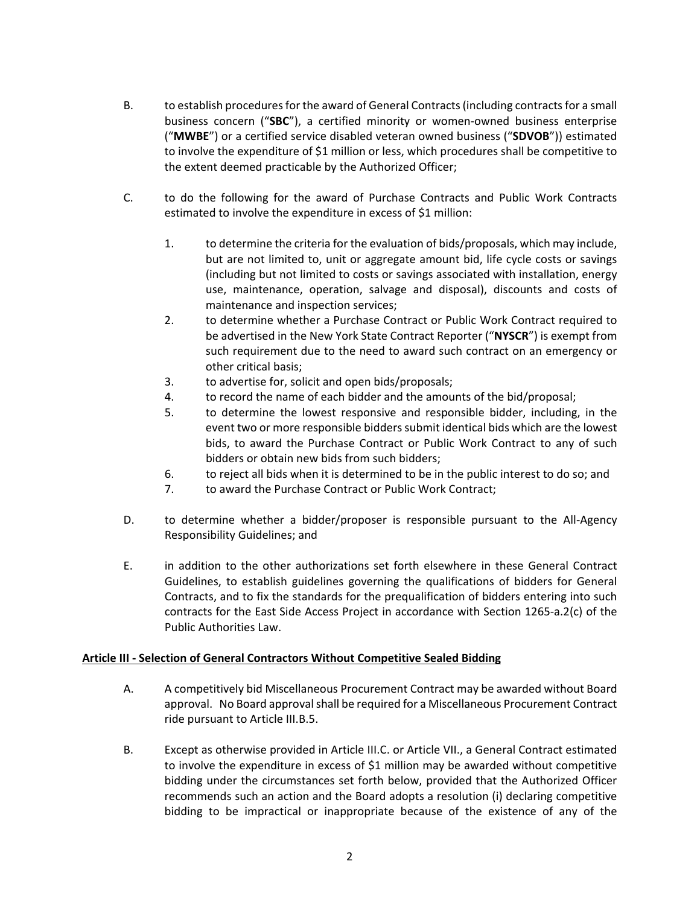B. to establish procedures for the award of General Contracts (including contracts for a small business concern ("**SBC**"), a certified minority or women-owned business enterprise ("**MWBE**") or a certified service disabled veteran owned business ("**SDVOB**")) estimated to involve the expenditure of $1 million or less, which procedures shall be competitive to the extent deemed practicable by the Authorized Officer;

C. to do the following for the award of Purchase Contracts and Public Work Contracts estimated to involve the expenditure in excess of $1 million:

1. to determine the criteria for the evaluation of bids/proposals, which may include, but are not limited to, unit or aggregate amount bid, life cycle costs or savings (including but not limited to costs or savings associated with installation, energy use, maintenance, operation, salvage and disposal), discounts and costs of maintenance and inspection services;
2. to determine whether a Purchase Contract or Public Work Contract required to be advertised in the New York State Contract Reporter ("**NYSCR**") is exempt from such requirement due to the need to award such contract on an emergency or other critical basis;
3. to advertise for, solicit and open bids/proposals;
4. to record the name of each bidder and the amounts of the bid/proposal;
5. to determine the lowest responsive and responsible bidder, including, in the event two or more responsible bidders submit identical bids which are the lowest bids, to award the Purchase Contract or Public Work Contract to any of such bidders or obtain new bids from such bidders;
6. to reject all bids when it is determined to be in the public interest to do so; and
7. to award the Purchase Contract or Public Work Contract;

D. to determine whether a bidder/proposer is responsible pursuant to the All-Agency Responsibility Guidelines; and

E. in addition to the other authorizations set forth elsewhere in these General Contract Guidelines, to establish guidelines governing the qualifications of bidders for General Contracts, and to fix the standards for the prequalification of bidders entering into such contracts for the East Side Access Project in accordance with Section 1265-a.2(c) of the Public Authorities Law.

**Article III - Selection of General Contractors Without Competitive Sealed Bidding**

A. A competitively bid Miscellaneous Procurement Contract may be awarded without Board approval. No Board approval shall be required for a Miscellaneous Procurement Contract ride pursuant to Article III.B.5.

B. Except as otherwise provided in Article III.C. or Article VII., a General Contract estimated to involve the expenditure in excess of $1 million may be awarded without competitive bidding under the circumstances set forth below, provided that the Authorized Officer recommends such an action and the Board adopts a resolution (i) declaring competitive bidding to be impractical or inappropriate because of the existence of any of the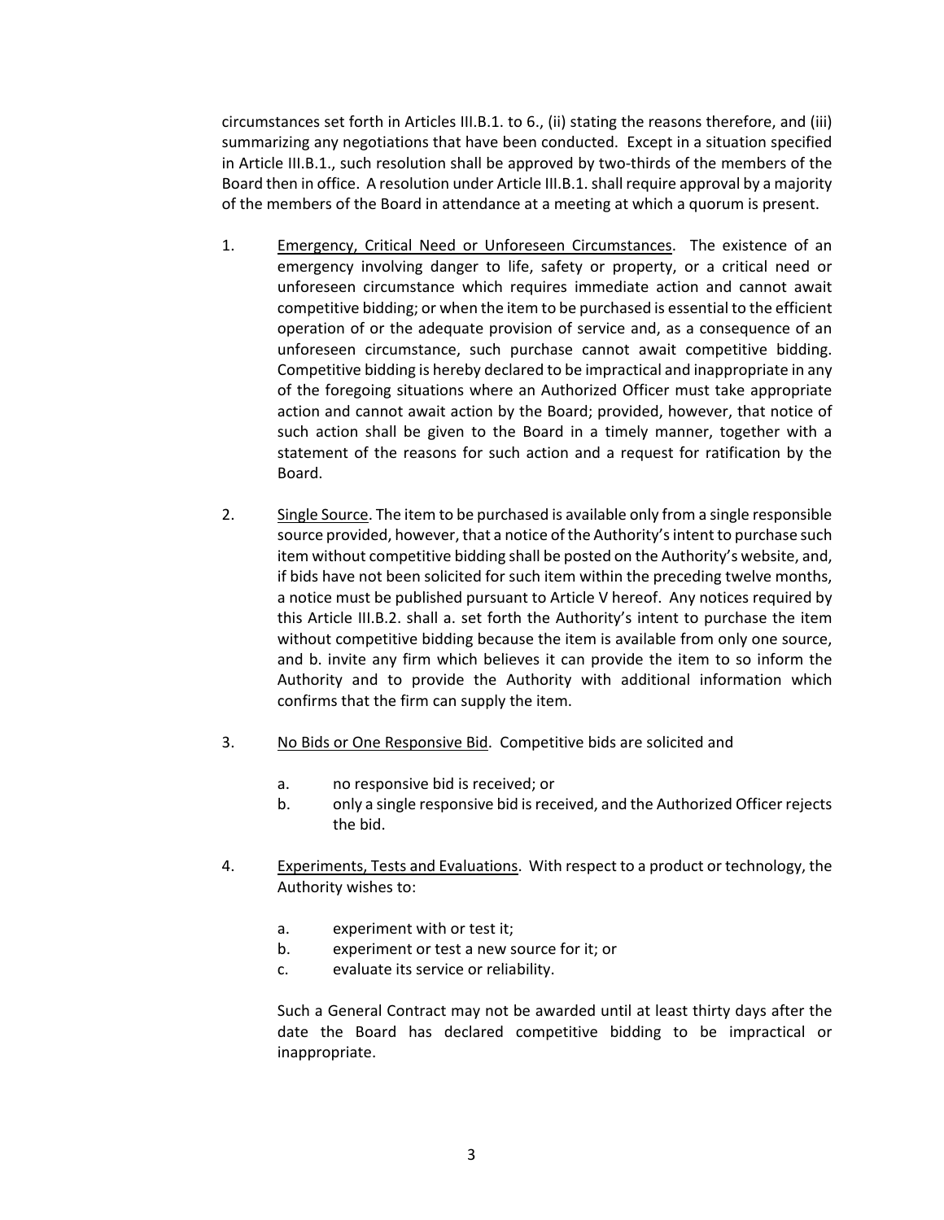circumstances set forth in Articles III.B.1. to 6., (ii) stating the reasons therefore, and (iii) summarizing any negotiations that have been conducted. Except in a situation specified in Article III.B.1., such resolution shall be approved by two-thirds of the members of the Board then in office. A resolution under Article III.B.1. shall require approval by a majority of the members of the Board in attendance at a meeting at which a quorum is present.

1. <u>Emergency, Critical Need or Unforeseen Circumstances</u>. The existence of an emergency involving danger to life, safety or property, or a critical need or unforeseen circumstance which requires immediate action and cannot await competitive bidding; or when the item to be purchased is essential to the efficient operation of or the adequate provision of service and, as a consequence of an unforeseen circumstance, such purchase cannot await competitive bidding. Competitive bidding is hereby declared to be impractical and inappropriate in any of the foregoing situations where an Authorized Officer must take appropriate action and cannot await action by the Board; provided, however, that notice of such action shall be given to the Board in a timely manner, together with a statement of the reasons for such action and a request for ratification by the Board.

2. <u>Single Source</u>. The item to be purchased is available only from a single responsible source provided, however, that a notice of the Authority's intent to purchase such item without competitive bidding shall be posted on the Authority's website, and, if bids have not been solicited for such item within the preceding twelve months, a notice must be published pursuant to Article V hereof. Any notices required by this Article III.B.2. shall a. set forth the Authority's intent to purchase the item without competitive bidding because the item is available from only one source, and b. invite any firm which believes it can provide the item to so inform the Authority and to provide the Authority with additional information which confirms that the firm can supply the item.

3. <u>No Bids or One Responsive Bid</u>. Competitive bids are solicited and

   a. no responsive bid is received; or
   b. only a single responsive bid is received, and the Authorized Officer rejects the bid.

4. <u>Experiments, Tests and Evaluations</u>. With respect to a product or technology, the Authority wishes to:

   a. experiment with or test it;
   b. experiment or test a new source for it; or
   c. evaluate its service or reliability.

   Such a General Contract may not be awarded until at least thirty days after the date the Board has declared competitive bidding to be impractical or inappropriate.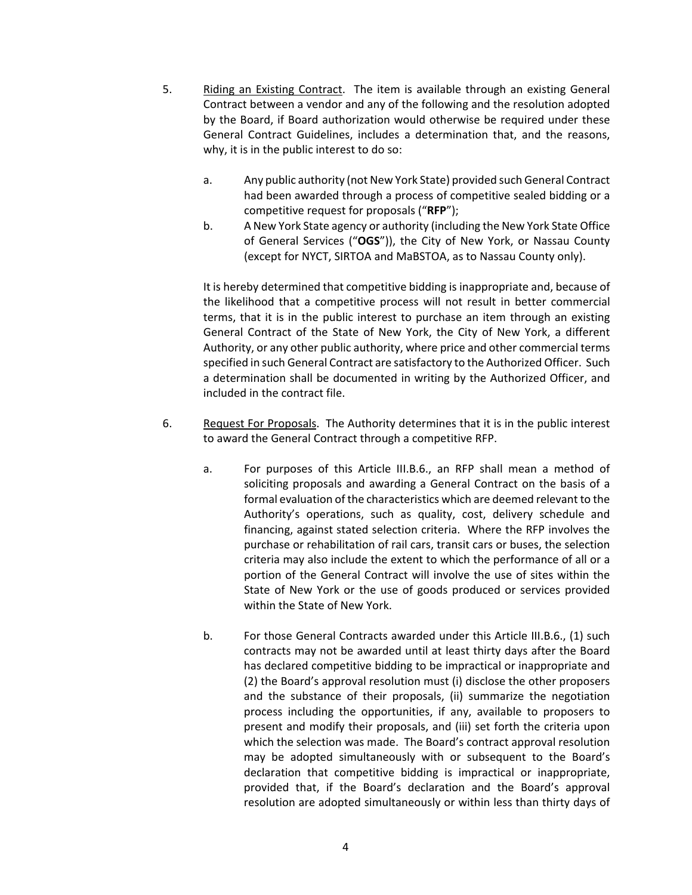5. <u>Riding an Existing Contract</u>. The item is available through an existing General Contract between a vendor and any of the following and the resolution adopted by the Board, if Board authorization would otherwise be required under these General Contract Guidelines, includes a determination that, and the reasons, why, it is in the public interest to do so:

   a. Any public authority (not New York State) provided such General Contract had been awarded through a process of competitive sealed bidding or a competitive request for proposals ("**RFP**");

   b. A New York State agency or authority (including the New York State Office of General Services ("**OGS**")), the City of New York, or Nassau County (except for NYCT, SIRTOA and MaBSTOA, as to Nassau County only).

   It is hereby determined that competitive bidding is inappropriate and, because of the likelihood that a competitive process will not result in better commercial terms, that it is in the public interest to purchase an item through an existing General Contract of the State of New York, the City of New York, a different Authority, or any other public authority, where price and other commercial terms specified in such General Contract are satisfactory to the Authorized Officer. Such a determination shall be documented in writing by the Authorized Officer, and included in the contract file.

6. <u>Request For Proposals</u>. The Authority determines that it is in the public interest to award the General Contract through a competitive RFP.

   a. For purposes of this Article III.B.6., an RFP shall mean a method of soliciting proposals and awarding a General Contract on the basis of a formal evaluation of the characteristics which are deemed relevant to the Authority's operations, such as quality, cost, delivery schedule and financing, against stated selection criteria. Where the RFP involves the purchase or rehabilitation of rail cars, transit cars or buses, the selection criteria may also include the extent to which the performance of all or a portion of the General Contract will involve the use of sites within the State of New York or the use of goods produced or services provided within the State of New York.

   b. For those General Contracts awarded under this Article III.B.6., (1) such contracts may not be awarded until at least thirty days after the Board has declared competitive bidding to be impractical or inappropriate and (2) the Board's approval resolution must (i) disclose the other proposers and the substance of their proposals, (ii) summarize the negotiation process including the opportunities, if any, available to proposers to present and modify their proposals, and (iii) set forth the criteria upon which the selection was made. The Board's contract approval resolution may be adopted simultaneously with or subsequent to the Board's declaration that competitive bidding is impractical or inappropriate, provided that, if the Board's declaration and the Board's approval resolution are adopted simultaneously or within less than thirty days of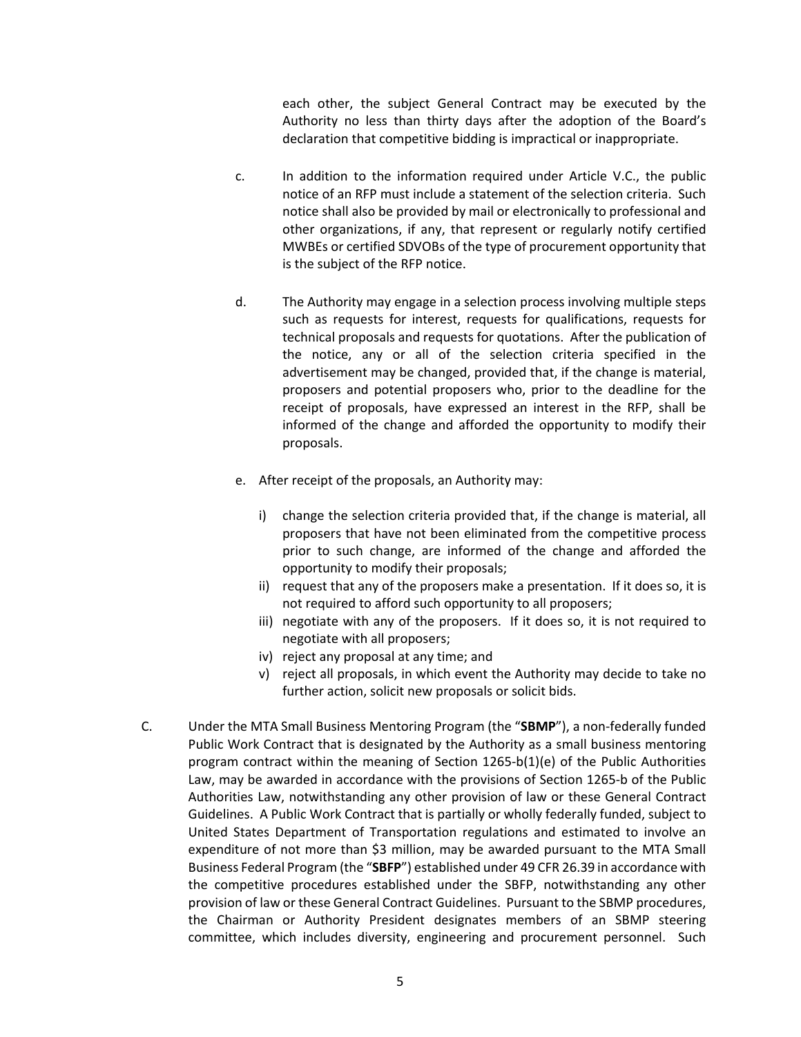each other, the subject General Contract may be executed by the Authority no less than thirty days after the adoption of the Board's declaration that competitive bidding is impractical or inappropriate.

c. In addition to the information required under Article V.C., the public notice of an RFP must include a statement of the selection criteria. Such notice shall also be provided by mail or electronically to professional and other organizations, if any, that represent or regularly notify certified MWBEs or certified SDVOBs of the type of procurement opportunity that is the subject of the RFP notice.

d. The Authority may engage in a selection process involving multiple steps such as requests for interest, requests for qualifications, requests for technical proposals and requests for quotations. After the publication of the notice, any or all of the selection criteria specified in the advertisement may be changed, provided that, if the change is material, proposers and potential proposers who, prior to the deadline for the receipt of proposals, have expressed an interest in the RFP, shall be informed of the change and afforded the opportunity to modify their proposals.

e. After receipt of the proposals, an Authority may:

   i) change the selection criteria provided that, if the change is material, all proposers that have not been eliminated from the competitive process prior to such change, are informed of the change and afforded the opportunity to modify their proposals;
   ii) request that any of the proposers make a presentation. If it does so, it is not required to afford such opportunity to all proposers;
   iii) negotiate with any of the proposers. If it does so, it is not required to negotiate with all proposers;
   iv) reject any proposal at any time; and
   v) reject all proposals, in which event the Authority may decide to take no further action, solicit new proposals or solicit bids.

C. Under the MTA Small Business Mentoring Program (the "**SBMP**"), a non-federally funded Public Work Contract that is designated by the Authority as a small business mentoring program contract within the meaning of Section 1265-b(1)(e) of the Public Authorities Law, may be awarded in accordance with the provisions of Section 1265-b of the Public Authorities Law, notwithstanding any other provision of law or these General Contract Guidelines. A Public Work Contract that is partially or wholly federally funded, subject to United States Department of Transportation regulations and estimated to involve an expenditure of not more than $3 million, may be awarded pursuant to the MTA Small Business Federal Program (the "**SBFP**") established under 49 CFR 26.39 in accordance with the competitive procedures established under the SBFP, notwithstanding any other provision of law or these General Contract Guidelines. Pursuant to the SBMP procedures, the Chairman or Authority President designates members of an SBMP steering committee, which includes diversity, engineering and procurement personnel. Such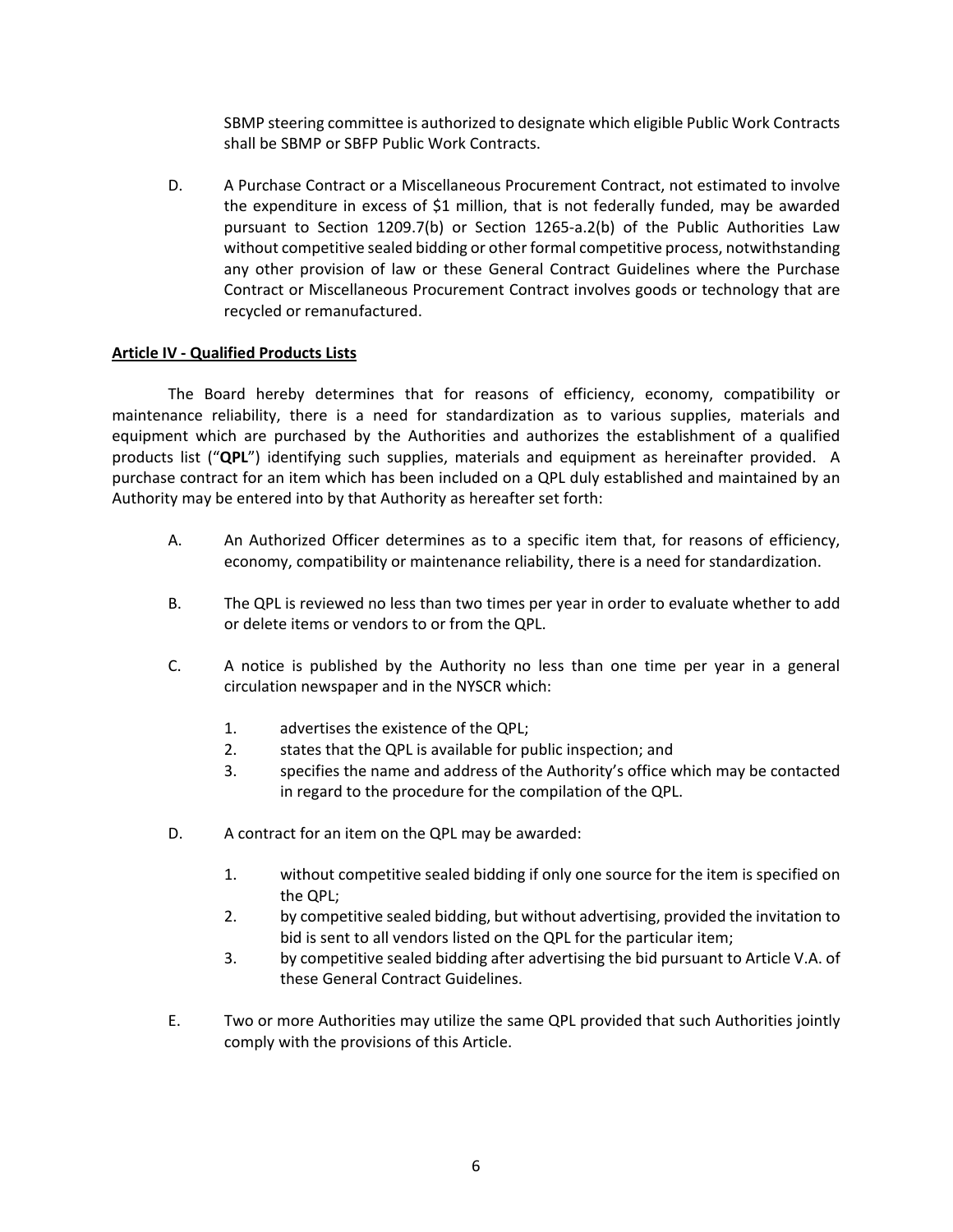SBMP steering committee is authorized to designate which eligible Public Work Contracts shall be SBMP or SBFP Public Work Contracts.

D. A Purchase Contract or a Miscellaneous Procurement Contract, not estimated to involve the expenditure in excess of $1 million, that is not federally funded, may be awarded pursuant to Section 1209.7(b) or Section 1265-a.2(b) of the Public Authorities Law without competitive sealed bidding or other formal competitive process, notwithstanding any other provision of law or these General Contract Guidelines where the Purchase Contract or Miscellaneous Procurement Contract involves goods or technology that are recycled or remanufactured.

**Article IV - Qualified Products Lists**

The Board hereby determines that for reasons of efficiency, economy, compatibility or maintenance reliability, there is a need for standardization as to various supplies, materials and equipment which are purchased by the Authorities and authorizes the establishment of a qualified products list ("**QPL**") identifying such supplies, materials and equipment as hereinafter provided. A purchase contract for an item which has been included on a QPL duly established and maintained by an Authority may be entered into by that Authority as hereafter set forth:

A. An Authorized Officer determines as to a specific item that, for reasons of efficiency, economy, compatibility or maintenance reliability, there is a need for standardization.

B. The QPL is reviewed no less than two times per year in order to evaluate whether to add or delete items or vendors to or from the QPL.

C. A notice is published by the Authority no less than one time per year in a general circulation newspaper and in the NYSCR which:

1. advertises the existence of the QPL;
2. states that the QPL is available for public inspection; and
3. specifies the name and address of the Authority's office which may be contacted in regard to the procedure for the compilation of the QPL.

D. A contract for an item on the QPL may be awarded:

1. without competitive sealed bidding if only one source for the item is specified on the QPL;
2. by competitive sealed bidding, but without advertising, provided the invitation to bid is sent to all vendors listed on the QPL for the particular item;
3. by competitive sealed bidding after advertising the bid pursuant to Article V.A. of these General Contract Guidelines.

E. Two or more Authorities may utilize the same QPL provided that such Authorities jointly comply with the provisions of this Article.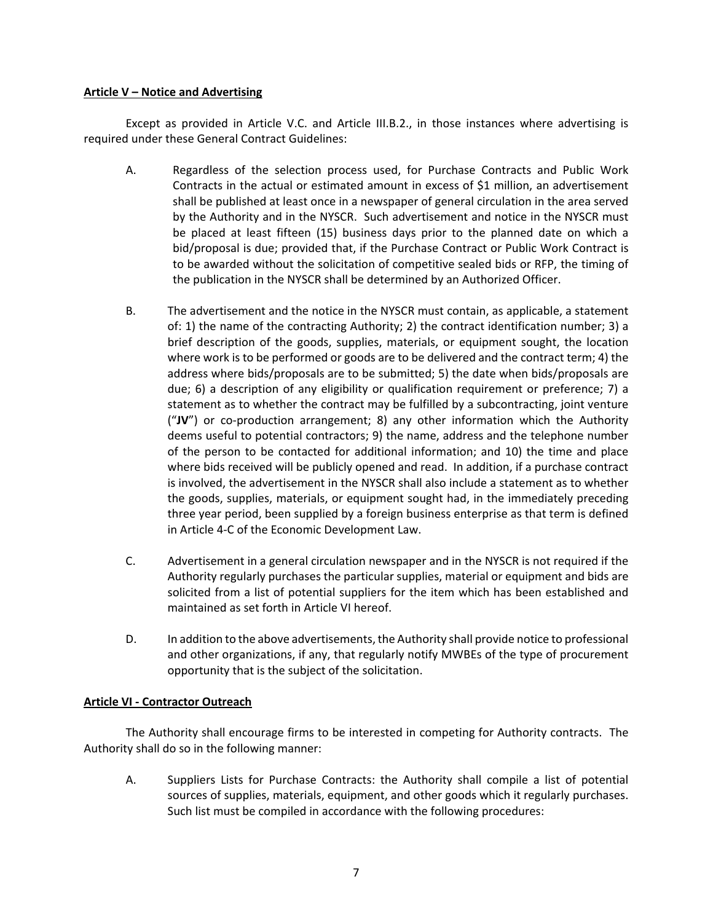**Article V – Notice and Advertising**

Except as provided in Article V.C. and Article III.B.2., in those instances where advertising is required under these General Contract Guidelines:

A. Regardless of the selection process used, for Purchase Contracts and Public Work Contracts in the actual or estimated amount in excess of $1 million, an advertisement shall be published at least once in a newspaper of general circulation in the area served by the Authority and in the NYSCR. Such advertisement and notice in the NYSCR must be placed at least fifteen (15) business days prior to the planned date on which a bid/proposal is due; provided that, if the Purchase Contract or Public Work Contract is to be awarded without the solicitation of competitive sealed bids or RFP, the timing of the publication in the NYSCR shall be determined by an Authorized Officer.

B. The advertisement and the notice in the NYSCR must contain, as applicable, a statement of: 1) the name of the contracting Authority; 2) the contract identification number; 3) a brief description of the goods, supplies, materials, or equipment sought, the location where work is to be performed or goods are to be delivered and the contract term; 4) the address where bids/proposals are to be submitted; 5) the date when bids/proposals are due; 6) a description of any eligibility or qualification requirement or preference; 7) a statement as to whether the contract may be fulfilled by a subcontracting, joint venture ("**JV**") or co-production arrangement; 8) any other information which the Authority deems useful to potential contractors; 9) the name, address and the telephone number of the person to be contacted for additional information; and 10) the time and place where bids received will be publicly opened and read. In addition, if a purchase contract is involved, the advertisement in the NYSCR shall also include a statement as to whether the goods, supplies, materials, or equipment sought had, in the immediately preceding three year period, been supplied by a foreign business enterprise as that term is defined in Article 4-C of the Economic Development Law.

C. Advertisement in a general circulation newspaper and in the NYSCR is not required if the Authority regularly purchases the particular supplies, material or equipment and bids are solicited from a list of potential suppliers for the item which has been established and maintained as set forth in Article VI hereof.

D. In addition to the above advertisements, the Authority shall provide notice to professional and other organizations, if any, that regularly notify MWBEs of the type of procurement opportunity that is the subject of the solicitation.

**Article VI - Contractor Outreach**

The Authority shall encourage firms to be interested in competing for Authority contracts. The Authority shall do so in the following manner:

A. Suppliers Lists for Purchase Contracts: the Authority shall compile a list of potential sources of supplies, materials, equipment, and other goods which it regularly purchases. Such list must be compiled in accordance with the following procedures: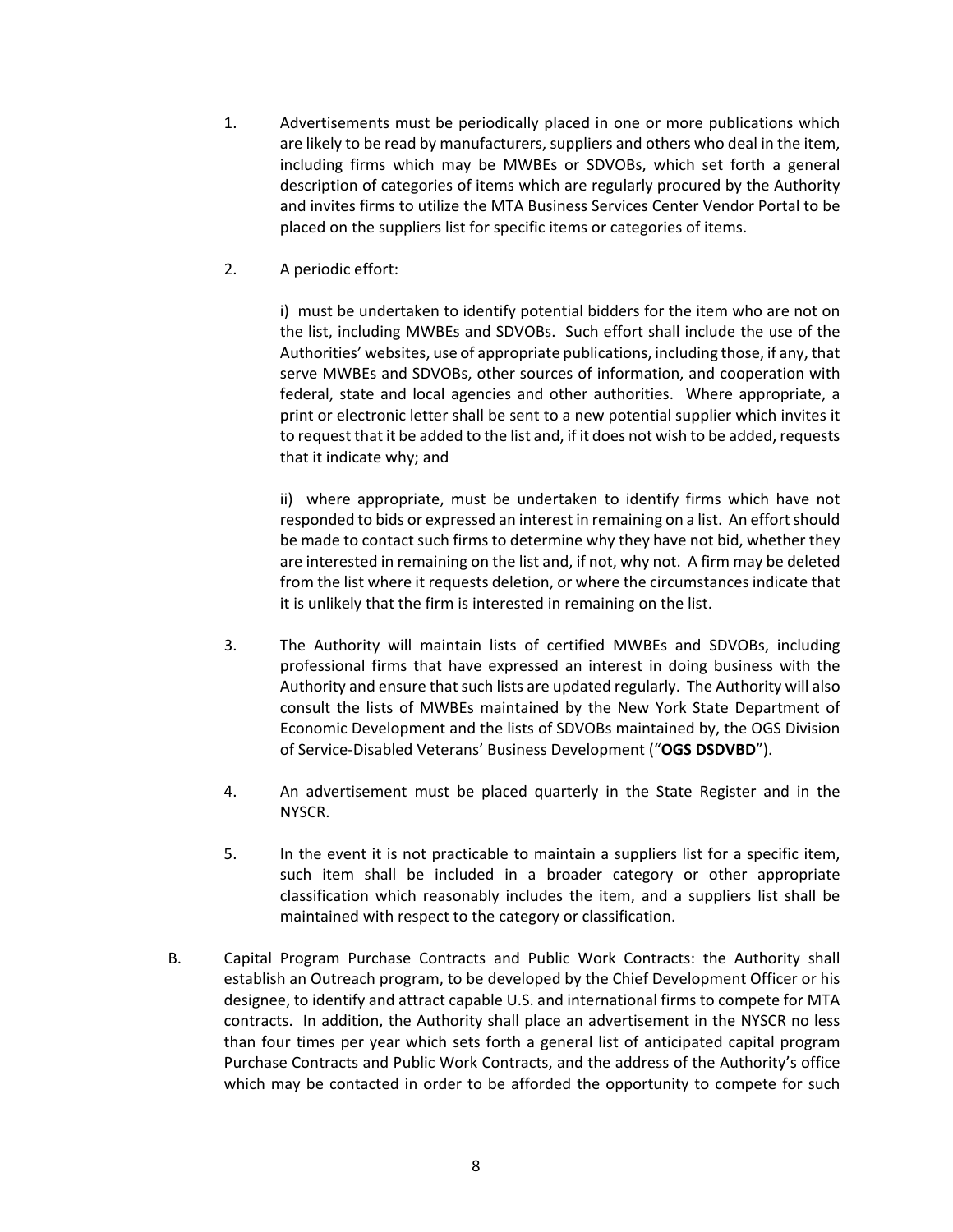1. Advertisements must be periodically placed in one or more publications which are likely to be read by manufacturers, suppliers and others who deal in the item, including firms which may be MWBEs or SDVOBs, which set forth a general description of categories of items which are regularly procured by the Authority and invites firms to utilize the MTA Business Services Center Vendor Portal to be placed on the suppliers list for specific items or categories of items.

2. A periodic effort:

   i) must be undertaken to identify potential bidders for the item who are not on the list, including MWBEs and SDVOBs. Such effort shall include the use of the Authorities' websites, use of appropriate publications, including those, if any, that serve MWBEs and SDVOBs, other sources of information, and cooperation with federal, state and local agencies and other authorities. Where appropriate, a print or electronic letter shall be sent to a new potential supplier which invites it to request that it be added to the list and, if it does not wish to be added, requests that it indicate why; and

   ii) where appropriate, must be undertaken to identify firms which have not responded to bids or expressed an interest in remaining on a list. An effort should be made to contact such firms to determine why they have not bid, whether they are interested in remaining on the list and, if not, why not. A firm may be deleted from the list where it requests deletion, or where the circumstances indicate that it is unlikely that the firm is interested in remaining on the list.

3. The Authority will maintain lists of certified MWBEs and SDVOBs, including professional firms that have expressed an interest in doing business with the Authority and ensure that such lists are updated regularly. The Authority will also consult the lists of MWBEs maintained by the New York State Department of Economic Development and the lists of SDVOBs maintained by, the OGS Division of Service-Disabled Veterans' Business Development ("**OGS DSDVBD**").

4. An advertisement must be placed quarterly in the State Register and in the NYSCR.

5. In the event it is not practicable to maintain a suppliers list for a specific item, such item shall be included in a broader category or other appropriate classification which reasonably includes the item, and a suppliers list shall be maintained with respect to the category or classification.

B. Capital Program Purchase Contracts and Public Work Contracts: the Authority shall establish an Outreach program, to be developed by the Chief Development Officer or his designee, to identify and attract capable U.S. and international firms to compete for MTA contracts. In addition, the Authority shall place an advertisement in the NYSCR no less than four times per year which sets forth a general list of anticipated capital program Purchase Contracts and Public Work Contracts, and the address of the Authority's office which may be contacted in order to be afforded the opportunity to compete for such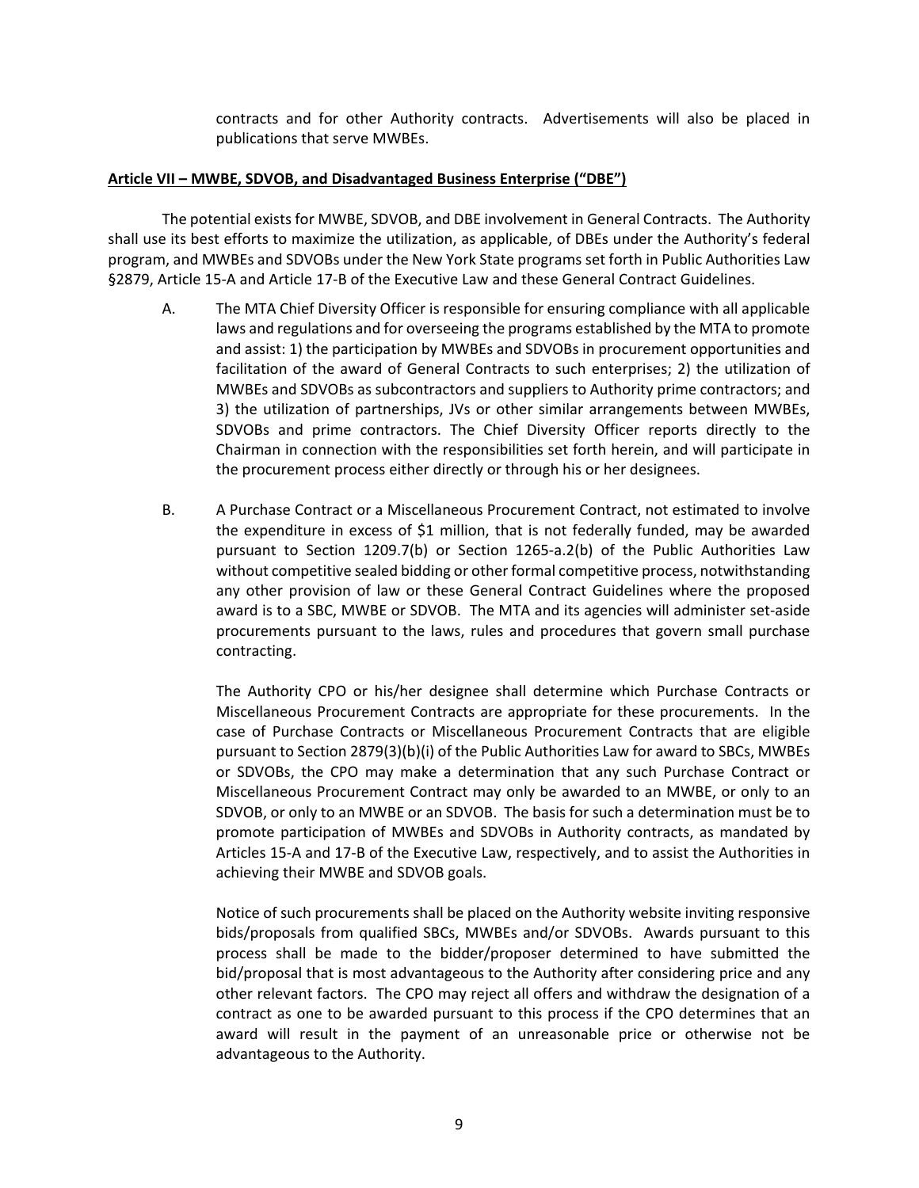contracts and for other Authority contracts. Advertisements will also be placed in publications that serve MWBEs.

**Article VII – MWBE, SDVOB, and Disadvantaged Business Enterprise ("DBE")**

The potential exists for MWBE, SDVOB, and DBE involvement in General Contracts. The Authority shall use its best efforts to maximize the utilization, as applicable, of DBEs under the Authority's federal program, and MWBEs and SDVOBs under the New York State programs set forth in Public Authorities Law §2879, Article 15-A and Article 17-B of the Executive Law and these General Contract Guidelines.

A. The MTA Chief Diversity Officer is responsible for ensuring compliance with all applicable laws and regulations and for overseeing the programs established by the MTA to promote and assist: 1) the participation by MWBEs and SDVOBs in procurement opportunities and facilitation of the award of General Contracts to such enterprises; 2) the utilization of MWBEs and SDVOBs as subcontractors and suppliers to Authority prime contractors; and 3) the utilization of partnerships, JVs or other similar arrangements between MWBEs, SDVOBs and prime contractors. The Chief Diversity Officer reports directly to the Chairman in connection with the responsibilities set forth herein, and will participate in the procurement process either directly or through his or her designees.

B. A Purchase Contract or a Miscellaneous Procurement Contract, not estimated to involve the expenditure in excess of $1 million, that is not federally funded, may be awarded pursuant to Section 1209.7(b) or Section 1265-a.2(b) of the Public Authorities Law without competitive sealed bidding or other formal competitive process, notwithstanding any other provision of law or these General Contract Guidelines where the proposed award is to a SBC, MWBE or SDVOB. The MTA and its agencies will administer set-aside procurements pursuant to the laws, rules and procedures that govern small purchase contracting.

   The Authority CPO or his/her designee shall determine which Purchase Contracts or Miscellaneous Procurement Contracts are appropriate for these procurements. In the case of Purchase Contracts or Miscellaneous Procurement Contracts that are eligible pursuant to Section 2879(3)(b)(i) of the Public Authorities Law for award to SBCs, MWBEs or SDVOBs, the CPO may make a determination that any such Purchase Contract or Miscellaneous Procurement Contract may only be awarded to an MWBE, or only to an SDVOB, or only to an MWBE or an SDVOB. The basis for such a determination must be to promote participation of MWBEs and SDVOBs in Authority contracts, as mandated by Articles 15-A and 17-B of the Executive Law, respectively, and to assist the Authorities in achieving their MWBE and SDVOB goals.

   Notice of such procurements shall be placed on the Authority website inviting responsive bids/proposals from qualified SBCs, MWBEs and/or SDVOBs. Awards pursuant to this process shall be made to the bidder/proposer determined to have submitted the bid/proposal that is most advantageous to the Authority after considering price and any other relevant factors. The CPO may reject all offers and withdraw the designation of a contract as one to be awarded pursuant to this process if the CPO determines that an award will result in the payment of an unreasonable price or otherwise not be advantageous to the Authority.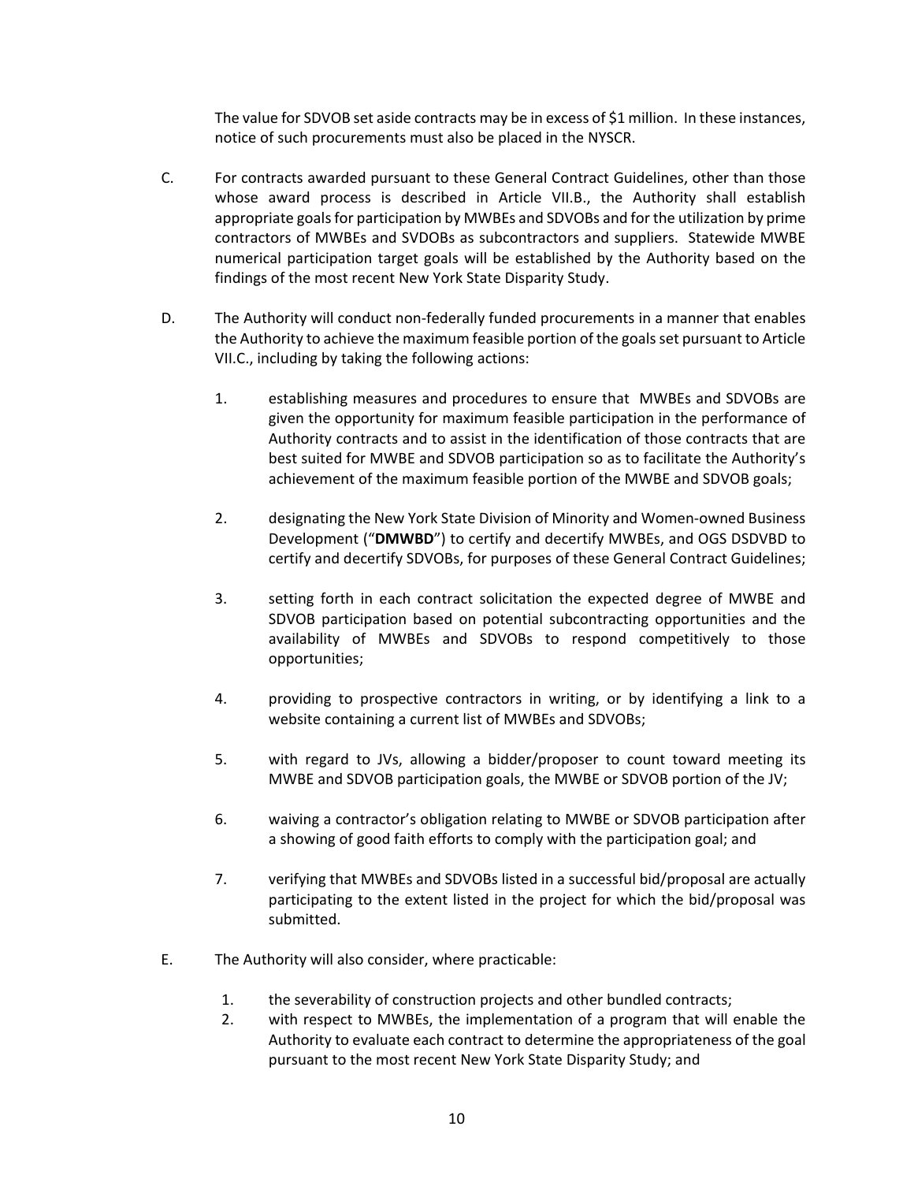The value for SDVOB set aside contracts may be in excess of $1 million. In these instances, notice of such procurements must also be placed in the NYSCR.

C. For contracts awarded pursuant to these General Contract Guidelines, other than those whose award process is described in Article VII.B., the Authority shall establish appropriate goals for participation by MWBEs and SDVOBs and for the utilization by prime contractors of MWBEs and SVDOBs as subcontractors and suppliers. Statewide MWBE numerical participation target goals will be established by the Authority based on the findings of the most recent New York State Disparity Study.

D. The Authority will conduct non-federally funded procurements in a manner that enables the Authority to achieve the maximum feasible portion of the goals set pursuant to Article VII.C., including by taking the following actions:

  1. establishing measures and procedures to ensure that MWBEs and SDVOBs are given the opportunity for maximum feasible participation in the performance of Authority contracts and to assist in the identification of those contracts that are best suited for MWBE and SDVOB participation so as to facilitate the Authority's achievement of the maximum feasible portion of the MWBE and SDVOB goals;

  2. designating the New York State Division of Minority and Women-owned Business Development ("**DMWBD**") to certify and decertify MWBEs, and OGS DSDVBD to certify and decertify SDVOBs, for purposes of these General Contract Guidelines;

  3. setting forth in each contract solicitation the expected degree of MWBE and SDVOB participation based on potential subcontracting opportunities and the availability of MWBEs and SDVOBs to respond competitively to those opportunities;

  4. providing to prospective contractors in writing, or by identifying a link to a website containing a current list of MWBEs and SDVOBs;

  5. with regard to JVs, allowing a bidder/proposer to count toward meeting its MWBE and SDVOB participation goals, the MWBE or SDVOB portion of the JV;

  6. waiving a contractor's obligation relating to MWBE or SDVOB participation after a showing of good faith efforts to comply with the participation goal; and

  7. verifying that MWBEs and SDVOBs listed in a successful bid/proposal are actually participating to the extent listed in the project for which the bid/proposal was submitted.

E. The Authority will also consider, where practicable:

  1. the severability of construction projects and other bundled contracts;
  2. with respect to MWBEs, the implementation of a program that will enable the Authority to evaluate each contract to determine the appropriateness of the goal pursuant to the most recent New York State Disparity Study; and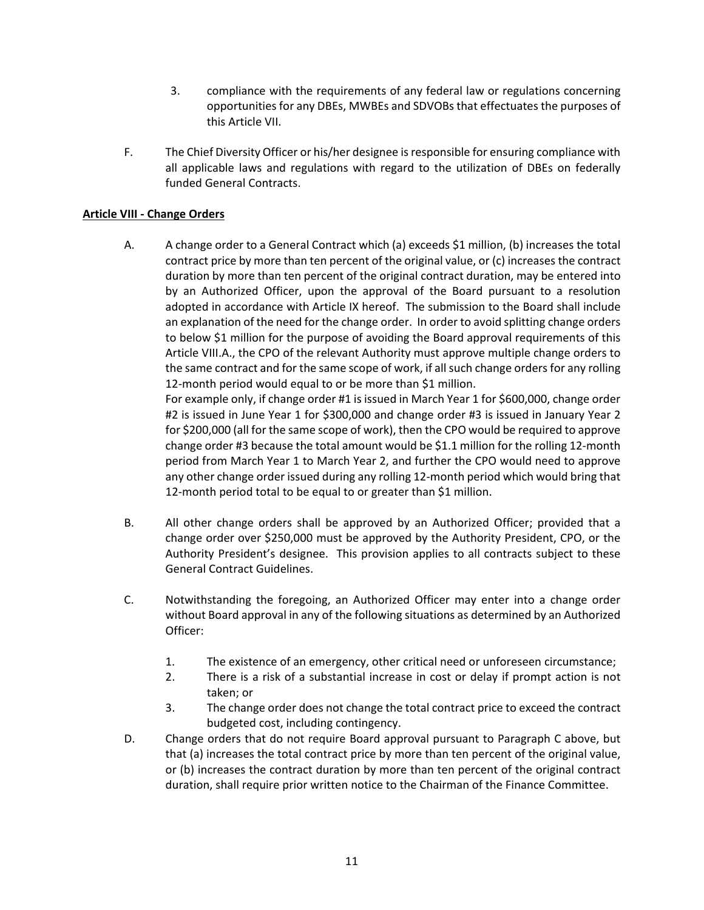3. compliance with the requirements of any federal law or regulations concerning opportunities for any DBEs, MWBEs and SDVOBs that effectuates the purposes of this Article VII.

F. The Chief Diversity Officer or his/her designee is responsible for ensuring compliance with all applicable laws and regulations with regard to the utilization of DBEs on federally funded General Contracts.

**Article VIII - Change Orders**

A. A change order to a General Contract which (a) exceeds \$1 million, (b) increases the total contract price by more than ten percent of the original value, or (c) increases the contract duration by more than ten percent of the original contract duration, may be entered into by an Authorized Officer, upon the approval of the Board pursuant to a resolution adopted in accordance with Article IX hereof. The submission to the Board shall include an explanation of the need for the change order. In order to avoid splitting change orders to below \$1 million for the purpose of avoiding the Board approval requirements of this Article VIII.A., the CPO of the relevant Authority must approve multiple change orders to the same contract and for the same scope of work, if all such change orders for any rolling 12-month period would equal to or be more than \$1 million.

For example only, if change order #1 is issued in March Year 1 for \$600,000, change order #2 is issued in June Year 1 for \$300,000 and change order #3 is issued in January Year 2 for \$200,000 (all for the same scope of work), then the CPO would be required to approve change order #3 because the total amount would be \$1.1 million for the rolling 12-month period from March Year 1 to March Year 2, and further the CPO would need to approve any other change order issued during any rolling 12-month period which would bring that 12-month period total to be equal to or greater than \$1 million.

B. All other change orders shall be approved by an Authorized Officer; provided that a change order over \$250,000 must be approved by the Authority President, CPO, or the Authority President's designee. This provision applies to all contracts subject to these General Contract Guidelines.

C. Notwithstanding the foregoing, an Authorized Officer may enter into a change order without Board approval in any of the following situations as determined by an Authorized Officer:

1. The existence of an emergency, other critical need or unforeseen circumstance;
2. There is a risk of a substantial increase in cost or delay if prompt action is not taken; or
3. The change order does not change the total contract price to exceed the contract budgeted cost, including contingency.

D. Change orders that do not require Board approval pursuant to Paragraph C above, but that (a) increases the total contract price by more than ten percent of the original value, or (b) increases the contract duration by more than ten percent of the original contract duration, shall require prior written notice to the Chairman of the Finance Committee.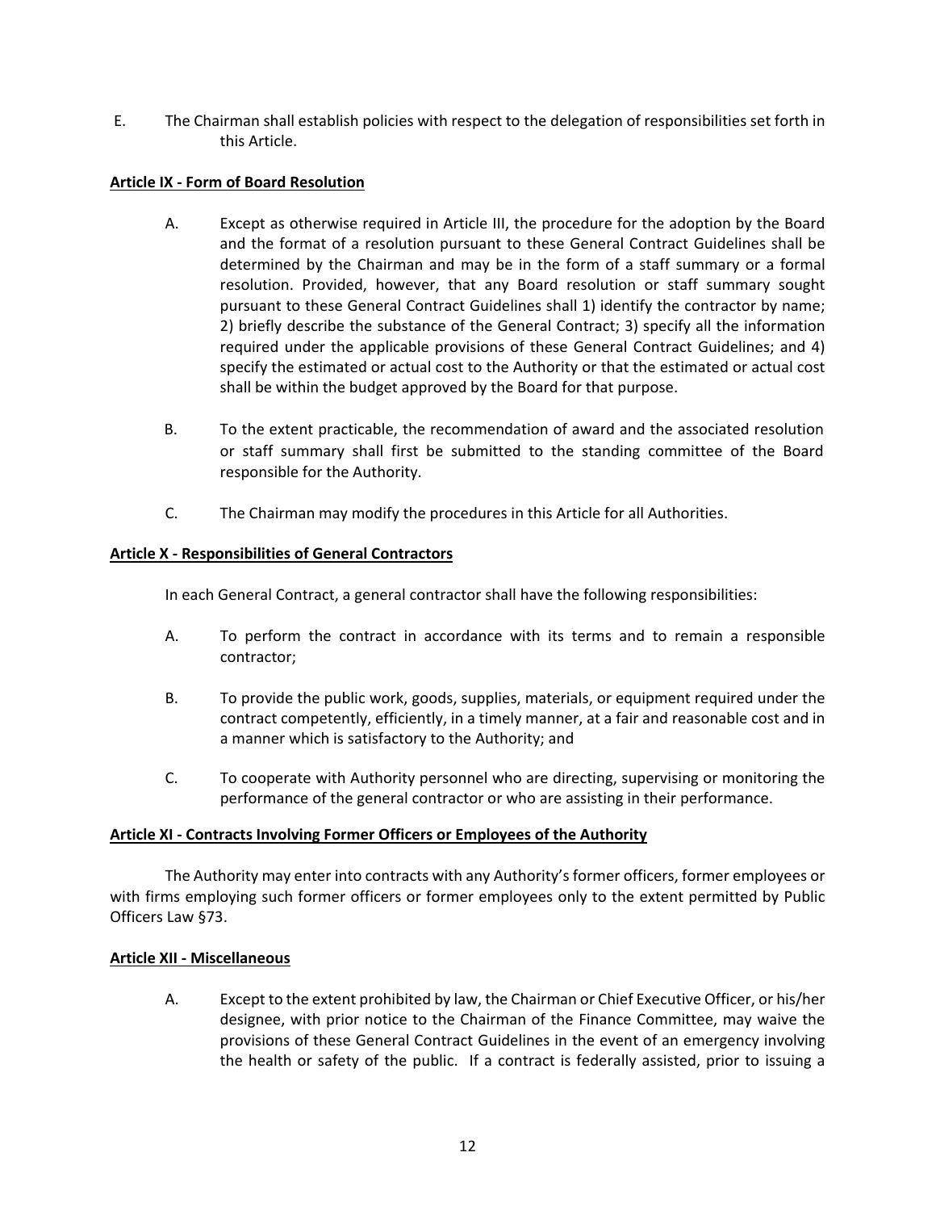E. The Chairman shall establish policies with respect to the delegation of responsibilities set forth in this Article.

**Article IX - Form of Board Resolution**

A. Except as otherwise required in Article III, the procedure for the adoption by the Board and the format of a resolution pursuant to these General Contract Guidelines shall be determined by the Chairman and may be in the form of a staff summary or a formal resolution. Provided, however, that any Board resolution or staff summary sought pursuant to these General Contract Guidelines shall 1) identify the contractor by name; 2) briefly describe the substance of the General Contract; 3) specify all the information required under the applicable provisions of these General Contract Guidelines; and 4) specify the estimated or actual cost to the Authority or that the estimated or actual cost shall be within the budget approved by the Board for that purpose.

B. To the extent practicable, the recommendation of award and the associated resolution or staff summary shall first be submitted to the standing committee of the Board responsible for the Authority.

C. The Chairman may modify the procedures in this Article for all Authorities.

**Article X - Responsibilities of General Contractors**

In each General Contract, a general contractor shall have the following responsibilities:

A. To perform the contract in accordance with its terms and to remain a responsible contractor;

B. To provide the public work, goods, supplies, materials, or equipment required under the contract competently, efficiently, in a timely manner, at a fair and reasonable cost and in a manner which is satisfactory to the Authority; and

C. To cooperate with Authority personnel who are directing, supervising or monitoring the performance of the general contractor or who are assisting in their performance.

**Article XI - Contracts Involving Former Officers or Employees of the Authority**

The Authority may enter into contracts with any Authority's former officers, former employees or with firms employing such former officers or former employees only to the extent permitted by Public Officers Law §73.

**Article XII - Miscellaneous**

A. Except to the extent prohibited by law, the Chairman or Chief Executive Officer, or his/her designee, with prior notice to the Chairman of the Finance Committee, may waive the provisions of these General Contract Guidelines in the event of an emergency involving the health or safety of the public. If a contract is federally assisted, prior to issuing a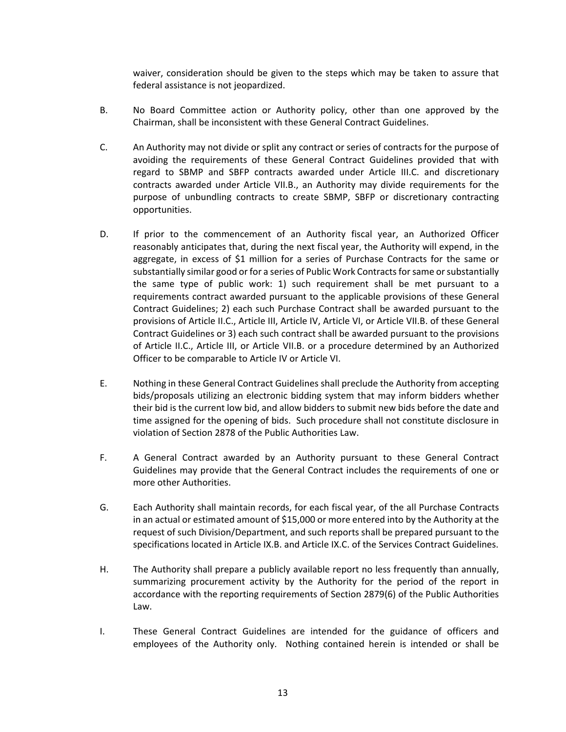waiver, consideration should be given to the steps which may be taken to assure that federal assistance is not jeopardized.

B. No Board Committee action or Authority policy, other than one approved by the Chairman, shall be inconsistent with these General Contract Guidelines.

C. An Authority may not divide or split any contract or series of contracts for the purpose of avoiding the requirements of these General Contract Guidelines provided that with regard to SBMP and SBFP contracts awarded under Article III.C. and discretionary contracts awarded under Article VII.B., an Authority may divide requirements for the purpose of unbundling contracts to create SBMP, SBFP or discretionary contracting opportunities.

D. If prior to the commencement of an Authority fiscal year, an Authorized Officer reasonably anticipates that, during the next fiscal year, the Authority will expend, in the aggregate, in excess of $1 million for a series of Purchase Contracts for the same or substantially similar good or for a series of Public Work Contracts for same or substantially the same type of public work: 1) such requirement shall be met pursuant to a requirements contract awarded pursuant to the applicable provisions of these General Contract Guidelines; 2) each such Purchase Contract shall be awarded pursuant to the provisions of Article II.C., Article III, Article IV, Article VI, or Article VII.B. of these General Contract Guidelines or 3) each such contract shall be awarded pursuant to the provisions of Article II.C., Article III, or Article VII.B. or a procedure determined by an Authorized Officer to be comparable to Article IV or Article VI.

E. Nothing in these General Contract Guidelines shall preclude the Authority from accepting bids/proposals utilizing an electronic bidding system that may inform bidders whether their bid is the current low bid, and allow bidders to submit new bids before the date and time assigned for the opening of bids. Such procedure shall not constitute disclosure in violation of Section 2878 of the Public Authorities Law.

F. A General Contract awarded by an Authority pursuant to these General Contract Guidelines may provide that the General Contract includes the requirements of one or more other Authorities.

G. Each Authority shall maintain records, for each fiscal year, of the all Purchase Contracts in an actual or estimated amount of $15,000 or more entered into by the Authority at the request of such Division/Department, and such reports shall be prepared pursuant to the specifications located in Article IX.B. and Article IX.C. of the Services Contract Guidelines.

H. The Authority shall prepare a publicly available report no less frequently than annually, summarizing procurement activity by the Authority for the period of the report in accordance with the reporting requirements of Section 2879(6) of the Public Authorities Law.

I. These General Contract Guidelines are intended for the guidance of officers and employees of the Authority only. Nothing contained herein is intended or shall be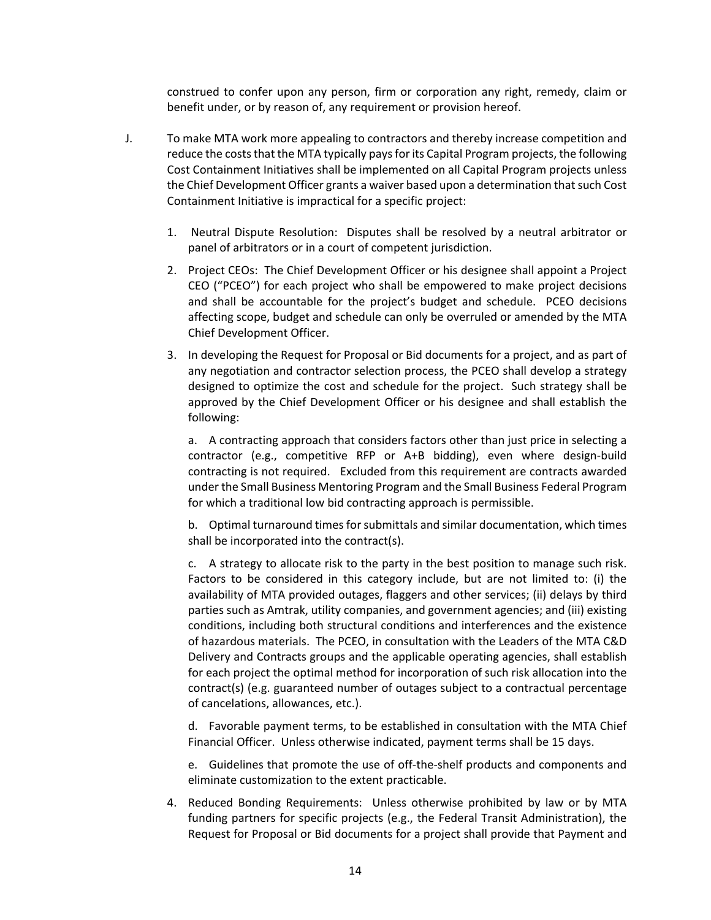construed to confer upon any person, firm or corporation any right, remedy, claim or benefit under, or by reason of, any requirement or provision hereof.

J. To make MTA work more appealing to contractors and thereby increase competition and reduce the costs that the MTA typically pays for its Capital Program projects, the following Cost Containment Initiatives shall be implemented on all Capital Program projects unless the Chief Development Officer grants a waiver based upon a determination that such Cost Containment Initiative is impractical for a specific project:

1. Neutral Dispute Resolution: Disputes shall be resolved by a neutral arbitrator or panel of arbitrators or in a court of competent jurisdiction.

2. Project CEOs: The Chief Development Officer or his designee shall appoint a Project CEO ("PCEO") for each project who shall be empowered to make project decisions and shall be accountable for the project's budget and schedule. PCEO decisions affecting scope, budget and schedule can only be overruled or amended by the MTA Chief Development Officer.

3. In developing the Request for Proposal or Bid documents for a project, and as part of any negotiation and contractor selection process, the PCEO shall develop a strategy designed to optimize the cost and schedule for the project. Such strategy shall be approved by the Chief Development Officer or his designee and shall establish the following:

   a. A contracting approach that considers factors other than just price in selecting a contractor (e.g., competitive RFP or A+B bidding), even where design-build contracting is not required. Excluded from this requirement are contracts awarded under the Small Business Mentoring Program and the Small Business Federal Program for which a traditional low bid contracting approach is permissible.

   b. Optimal turnaround times for submittals and similar documentation, which times shall be incorporated into the contract(s).

   c. A strategy to allocate risk to the party in the best position to manage such risk. Factors to be considered in this category include, but are not limited to: (i) the availability of MTA provided outages, flaggers and other services; (ii) delays by third parties such as Amtrak, utility companies, and government agencies; and (iii) existing conditions, including both structural conditions and interferences and the existence of hazardous materials. The PCEO, in consultation with the Leaders of the MTA C&D Delivery and Contracts groups and the applicable operating agencies, shall establish for each project the optimal method for incorporation of such risk allocation into the contract(s) (e.g. guaranteed number of outages subject to a contractual percentage of cancelations, allowances, etc.).

   d. Favorable payment terms, to be established in consultation with the MTA Chief Financial Officer. Unless otherwise indicated, payment terms shall be 15 days.

   e. Guidelines that promote the use of off-the-shelf products and components and eliminate customization to the extent practicable.

4. Reduced Bonding Requirements: Unless otherwise prohibited by law or by MTA funding partners for specific projects (e.g., the Federal Transit Administration), the Request for Proposal or Bid documents for a project shall provide that Payment and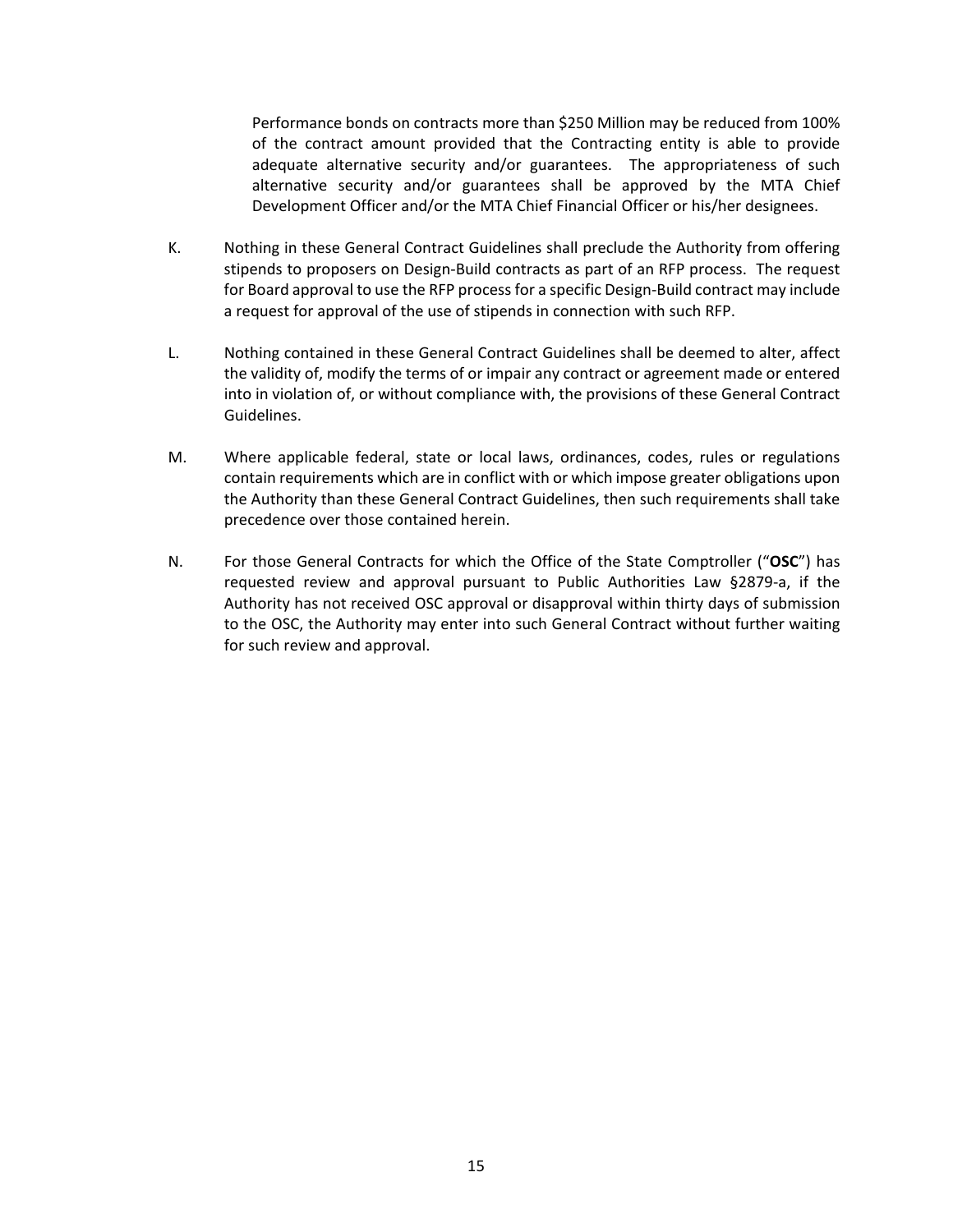Performance bonds on contracts more than $250 Million may be reduced from 100% of the contract amount provided that the Contracting entity is able to provide adequate alternative security and/or guarantees. The appropriateness of such alternative security and/or guarantees shall be approved by the MTA Chief Development Officer and/or the MTA Chief Financial Officer or his/her designees.

K. Nothing in these General Contract Guidelines shall preclude the Authority from offering stipends to proposers on Design-Build contracts as part of an RFP process. The request for Board approval to use the RFP process for a specific Design-Build contract may include a request for approval of the use of stipends in connection with such RFP.

L. Nothing contained in these General Contract Guidelines shall be deemed to alter, affect the validity of, modify the terms of or impair any contract or agreement made or entered into in violation of, or without compliance with, the provisions of these General Contract Guidelines.

M. Where applicable federal, state or local laws, ordinances, codes, rules or regulations contain requirements which are in conflict with or which impose greater obligations upon the Authority than these General Contract Guidelines, then such requirements shall take precedence over those contained herein.

N. For those General Contracts for which the Office of the State Comptroller ("**OSC**") has requested review and approval pursuant to Public Authorities Law §2879-a, if the Authority has not received OSC approval or disapproval within thirty days of submission to the OSC, the Authority may enter into such General Contract without further waiting for such review and approval.